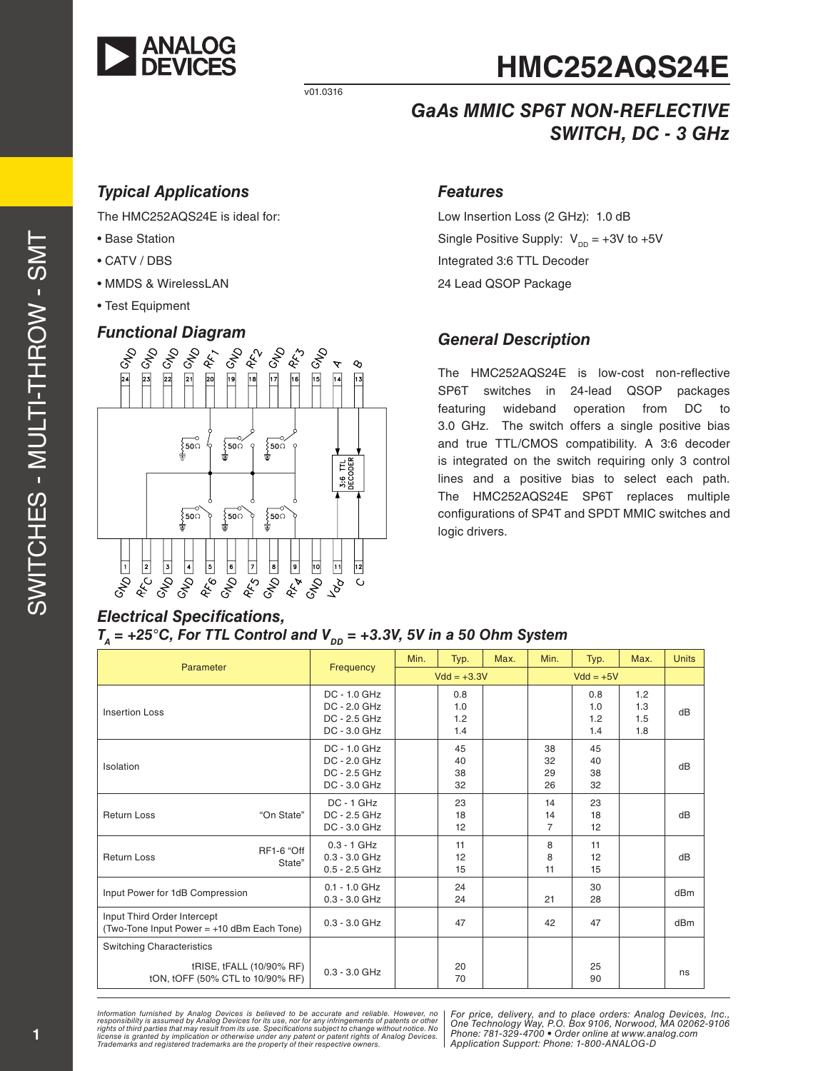# HMC252AQS24E

v01.0316

## GaAs MMIC SP6T NON-REFLECTIVE SWITCH, DC - 3 GHz

### Typical Applications

The HMC252AQS24E is ideal for:

- Base Station
- CATV / DBS
- MMDS & WirelessLAN
- Test Equipment

### Features

Low Insertion Loss (2 GHz): 1.0 dB

Single Positive Supply: $V_{DD}$ = +3V to +5V

Integrated 3:6 TTL Decoder

24 Lead QSOP Package

### Functional Diagram

### General Description

The HMC252AQS24E is low-cost non-reflective SP6T switches in 24-lead QSOP packages featuring wideband operation from DC to 3.0 GHz. The switch offers a single positive bias and true TTL/CMOS compatibility. A 3:6 decoder is integrated on the switch requiring only 3 control lines and a positive bias to select each path. The HMC252AQS24E SP6T replaces multiple configurations of SP4T and SPDT MMIC switches and logic drivers.

### Electrical Specifications, $T_A$ = +25°C, For TTL Control and $V_{DD}$ = +3.3V, 5V in a 50 Ohm System

| Parameter | Frequency | Min. | Typ. | Max. | Min. | Typ. | Max. | Units |
|---|---|---|---|---|---|---|---|---|
| | | Vdd = +3.3V | | | Vdd = +5V | | | |
| Insertion Loss | DC - 1.0 GHz<br>DC - 2.0 GHz<br>DC - 2.5 GHz<br>DC - 3.0 GHz | | 0.8<br>1.0<br>1.2<br>1.4 | | | 0.8<br>1.0<br>1.2<br>1.4 | 1.2<br>1.3<br>1.5<br>1.8 | dB |
| Isolation | DC - 1.0 GHz<br>DC - 2.0 GHz<br>DC - 2.5 GHz<br>DC - 3.0 GHz | | 45<br>40<br>38<br>32 | | 38<br>32<br>29<br>26 | 45<br>40<br>38<br>32 | | dB |
| Return Loss "On State" | DC - 1 GHz<br>DC - 2.5 GHz<br>DC - 3.0 GHz | | 23<br>18<br>12 | | 14<br>14<br>7 | 23<br>18<br>12 | | dB |
| Return Loss RF1-6 "Off State" | 0.3 - 1 GHz<br>0.3 - 3.0 GHz<br>0.5 - 2.5 GHz | | 11<br>12<br>15 | | 8<br>8<br>11 | 11<br>12<br>15 | | dB |
| Input Power for 1dB Compression | 0.1 - 1.0 GHz<br>0.3 - 3.0 GHz | | 24<br>24 | | <br>21 | 30<br>28 | | dBm |
| Input Third Order Intercept (Two-Tone Input Power = +10 dBm Each Tone) | 0.3 - 3.0 GHz | | 47 | | 42 | 47 | | dBm |
| Switching Characteristics<br>tRISE, tFALL (10/90% RF)<br>tON, tOFF (50% CTL to 10/90% RF) | 0.3 - 3.0 GHz | | <br>20<br>70 | | | <br>25<br>90 | | ns |

*Information furnished by Analog Devices is believed to be accurate and reliable. However, no responsibility is assumed by Analog Devices for its use, nor for any infringements of patents or other rights of third parties that may result from its use. Specifications subject to change without notice. No license is granted by implication or otherwise under any patent or patent rights of Analog Devices. Trademarks and registered trademarks are the property of their respective owners.*

*For price, delivery, and to place orders: Analog Devices, Inc., One Technology Way, P.O. Box 9106, Norwood, MA 02062-9106 Phone: 781-329-4700 • Order online at www.analog.com Application Support: Phone: 1-800-ANALOG-D*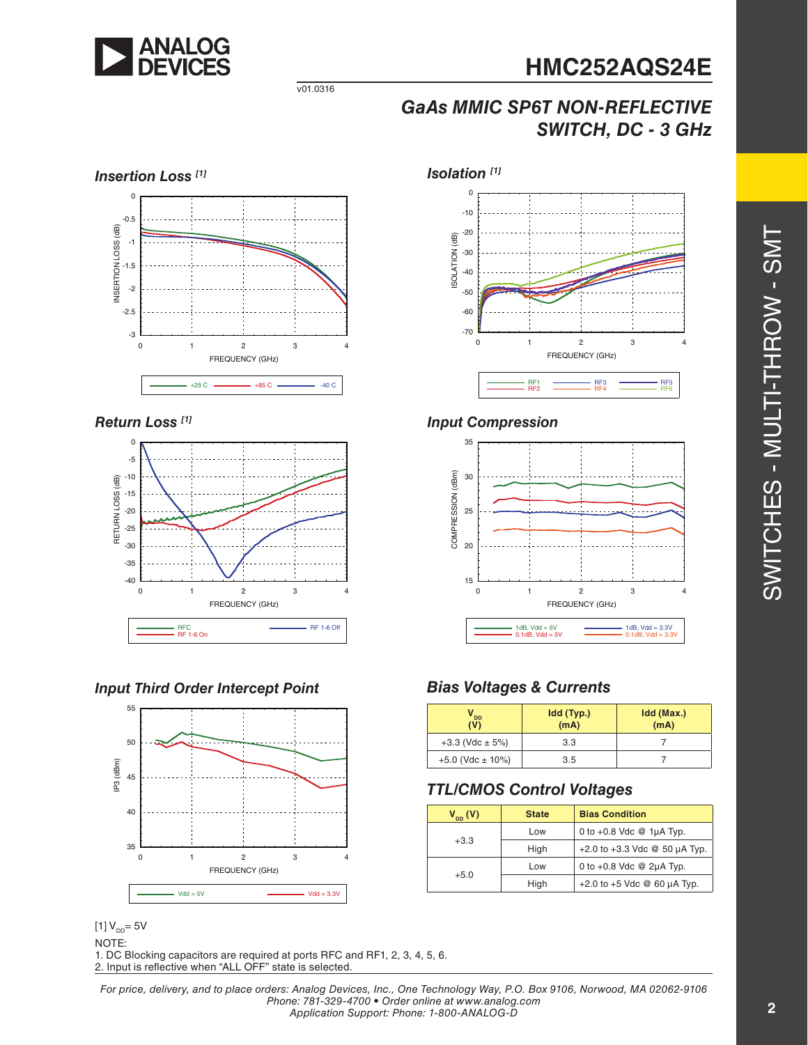# HMC252AQS24E

v01.0316

## GaAs MMIC SP6T NON-REFLECTIVE SWITCH, DC - 3 GHz

### Insertion Loss [1]

### Isolation [1]

### Return Loss [1]

### Input Compression

### Input Third Order Intercept Point

### Bias Voltages & Currents

| $V_{DD}$ (V) | Idd (Typ.) (mA) | Idd (Max.) (mA) |
|---|---|---|
| +3.3 (Vdc ± 5%) | 3.3 | 7 |
| +5.0 (Vdc ± 10%) | 3.5 | 7 |

### TTL/CMOS Control Voltages

| $V_{DD}$ (V) | State | Bias Condition |
|---|---|---|
| +3.3 | Low | 0 to +0.8 Vdc @ 1µA Typ. |
| | High | +2.0 to +3.3 Vdc @ 50 µA Typ. |
| +5.0 | Low | 0 to +0.8 Vdc @ 2µA Typ. |
| | High | +2.0 to +5 Vdc @ 60 µA Typ. |

[1] $V_{DD}$ = 5V

NOTE:
1. DC Blocking capacitors are required at ports RFC and RF1, 2, 3, 4, 5, 6.
2. Input is reflective when “ALL OFF” state is selected.

*For price, delivery, and to place orders: Analog Devices, Inc., One Technology Way, P.O. Box 9106, Norwood, MA 02062-9106*
*Phone: 781-329-4700 • Order online at www.analog.com*
*Application Support: Phone: 1-800-ANALOG-D*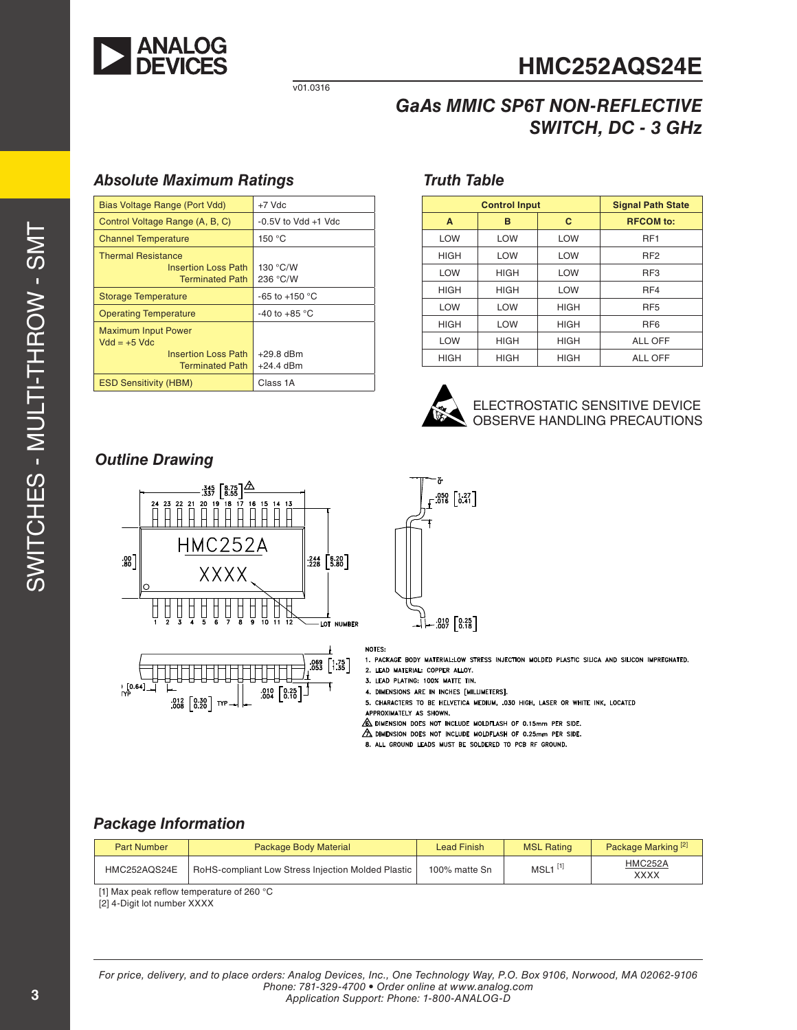# HMC252AQS24E

v01.0316

## GaAs MMIC SP6T NON-REFLECTIVE SWITCH, DC - 3 GHz

### Absolute Maximum Ratings

| | |
|---|---|
| Bias Voltage Range (Port Vdd) | +7 Vdc |
| Control Voltage Range (A, B, C) | -0.5V to Vdd +1 Vdc |
| Channel Temperature | 150 °C |
| Thermal Resistance<br>Insertion Loss Path<br>Terminated Path | <br>130 °C/W<br>236 °C/W |
| Storage Temperature | -65 to +150 °C |
| Operating Temperature | -40 to +85 °C |
| Maximum Input Power<br>Vdd = +5 Vdc<br>Insertion Loss Path<br>Terminated Path | <br><br>+29.8 dBm<br>+24.4 dBm |
| ESD Sensitivity (HBM) | Class 1A |

### Truth Table

| Control Input | | | Signal Path State |
|---|---|---|---|
| A | B | C | RFCOM to: |
| LOW | LOW | LOW | RF1 |
| HIGH | LOW | LOW | RF2 |
| LOW | HIGH | LOW | RF3 |
| HIGH | HIGH | LOW | RF4 |
| LOW | LOW | HIGH | RF5 |
| HIGH | LOW | HIGH | RF6 |
| LOW | HIGH | HIGH | ALL OFF |
| HIGH | HIGH | HIGH | ALL OFF |

ELECTROSTATIC SENSITIVE DEVICE
OBSERVE HANDLING PRECAUTIONS

### Outline Drawing

NOTES:

1. PACKAGE BODY MATERIAL:LOW STRESS INJECTION MOLDED PLASTIC SILICA AND SILICON IMPREGNATED.
2. LEAD MATERIAL: COPPER ALLOY.
3. LEAD PLATING: 100% MATTE TIN.
4. DIMENSIONS ARE IN INCHES [MILLIMETERS].
5. CHARACTERS TO BE HELVETICA MEDIUM, .030 HIGH, LASER OR WHITE INK, LOCATED APPROXIMATELY AS SHOWN.
6. DIMENSION DOES NOT INCLUDE MOLDFLASH OF 0.15mm PER SIDE.
7. DIMENSION DOES NOT INCLUDE MOLDFLASH OF 0.25mm PER SIDE.
8. ALL GROUND LEADS MUST BE SOLDERED TO PCB RF GROUND.

### Package Information

| Part Number | Package Body Material | Lead Finish | MSL Rating | Package Marking [2] |
|---|---|---|---|---|
| HMC252AQS24E | RoHS-compliant Low Stress Injection Molded Plastic | 100% matte Sn | MSL1 [1] | HMC252A<br>XXXX |

[1] Max peak reflow temperature of 260 °C
[2] 4-Digit lot number XXXX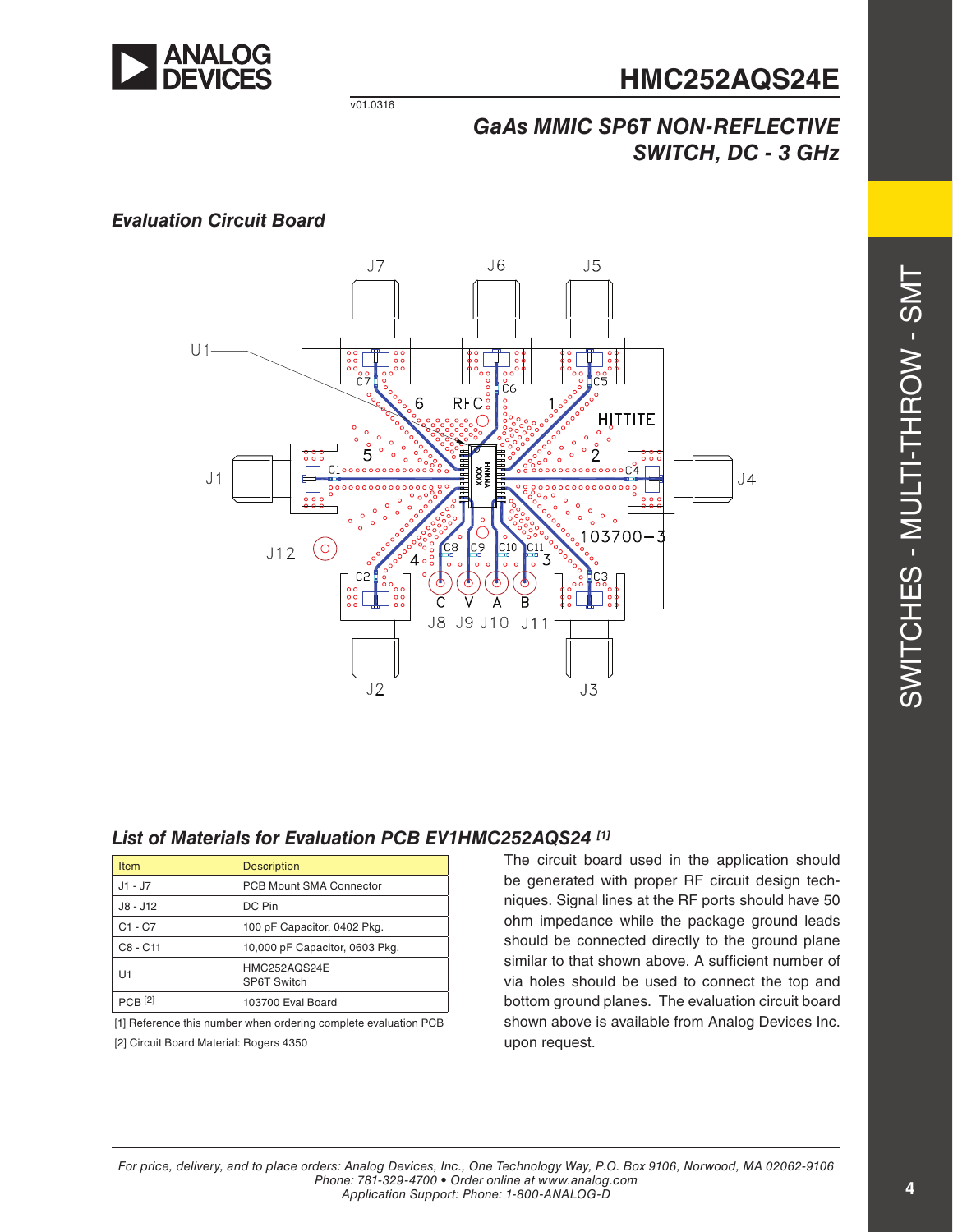## Evaluation Circuit Board

## List of Materials for Evaluation PCB EV1HMC252AQS24 [1]

| Item | Description |
|---|---|
| J1 - J7 | PCB Mount SMA Connector |
| J8 - J12 | DC Pin |
| C1 - C7 | 100 pF Capacitor, 0402 Pkg. |
| C8 - C11 | 10,000 pF Capacitor, 0603 Pkg. |
| U1 | HMC252AQS24E SP6T Switch |
| PCB [2] | 103700 Eval Board |

[1] Reference this number when ordering complete evaluation PCB

[2] Circuit Board Material: Rogers 4350

The circuit board used in the application should be generated with proper RF circuit design techniques. Signal lines at the RF ports should have 50 ohm impedance while the package ground leads should be connected directly to the ground plane similar to that shown above. A sufficient number of via holes should be used to connect the top and bottom ground planes. The evaluation circuit board shown above is available from Analog Devices Inc. upon request.